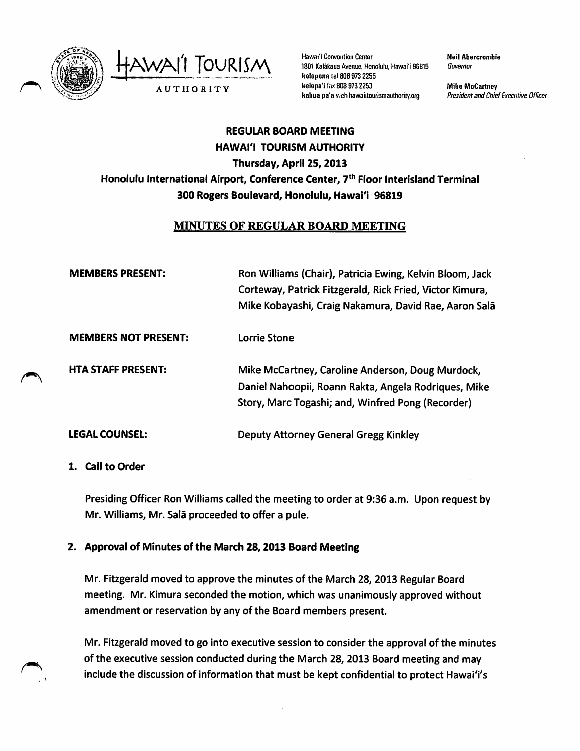Hawai'i Tourism Authority

Hawai'i Convention Center
1801 Kalākaua Avenue, Honolulu, Hawai'i 96815
kelepona tel 808 973 2255
kelepa'i fax 808 973 2253
kahua pa'a web hawaiitourismauthority.org

Neil Abercrombie
*Governor*

Mike McCartney
*President and Chief Executive Officer*

# REGULAR BOARD MEETING
# HAWAI'I TOURISM AUTHORITY
## Thursday, April 25, 2013
## Honolulu International Airport, Conference Center, 7th Floor Interisland Terminal
## 300 Rogers Boulevard, Honolulu, Hawai'i 96819

## MINUTES OF REGULAR BOARD MEETING

**MEMBERS PRESENT:** Ron Williams (Chair), Patricia Ewing, Kelvin Bloom, Jack Corteway, Patrick Fitzgerald, Rick Fried, Victor Kimura, Mike Kobayashi, Craig Nakamura, David Rae, Aaron Salā

**MEMBERS NOT PRESENT:** Lorrie Stone

**HTA STAFF PRESENT:** Mike McCartney, Caroline Anderson, Doug Murdock, Daniel Nahoopii, Roann Rakta, Angela Rodriques, Mike Story, Marc Togashi; and, Winfred Pong (Recorder)

**LEGAL COUNSEL:** Deputy Attorney General Gregg Kinkley

### 1. Call to Order

Presiding Officer Ron Williams called the meeting to order at 9:36 a.m. Upon request by Mr. Williams, Mr. Salā proceeded to offer a pule.

### 2. Approval of Minutes of the March 28, 2013 Board Meeting

Mr. Fitzgerald moved to approve the minutes of the March 28, 2013 Regular Board meeting. Mr. Kimura seconded the motion, which was unanimously approved without amendment or reservation by any of the Board members present.

Mr. Fitzgerald moved to go into executive session to consider the approval of the minutes of the executive session conducted during the March 28, 2013 Board meeting and may include the discussion of information that must be kept confidential to protect Hawai'i's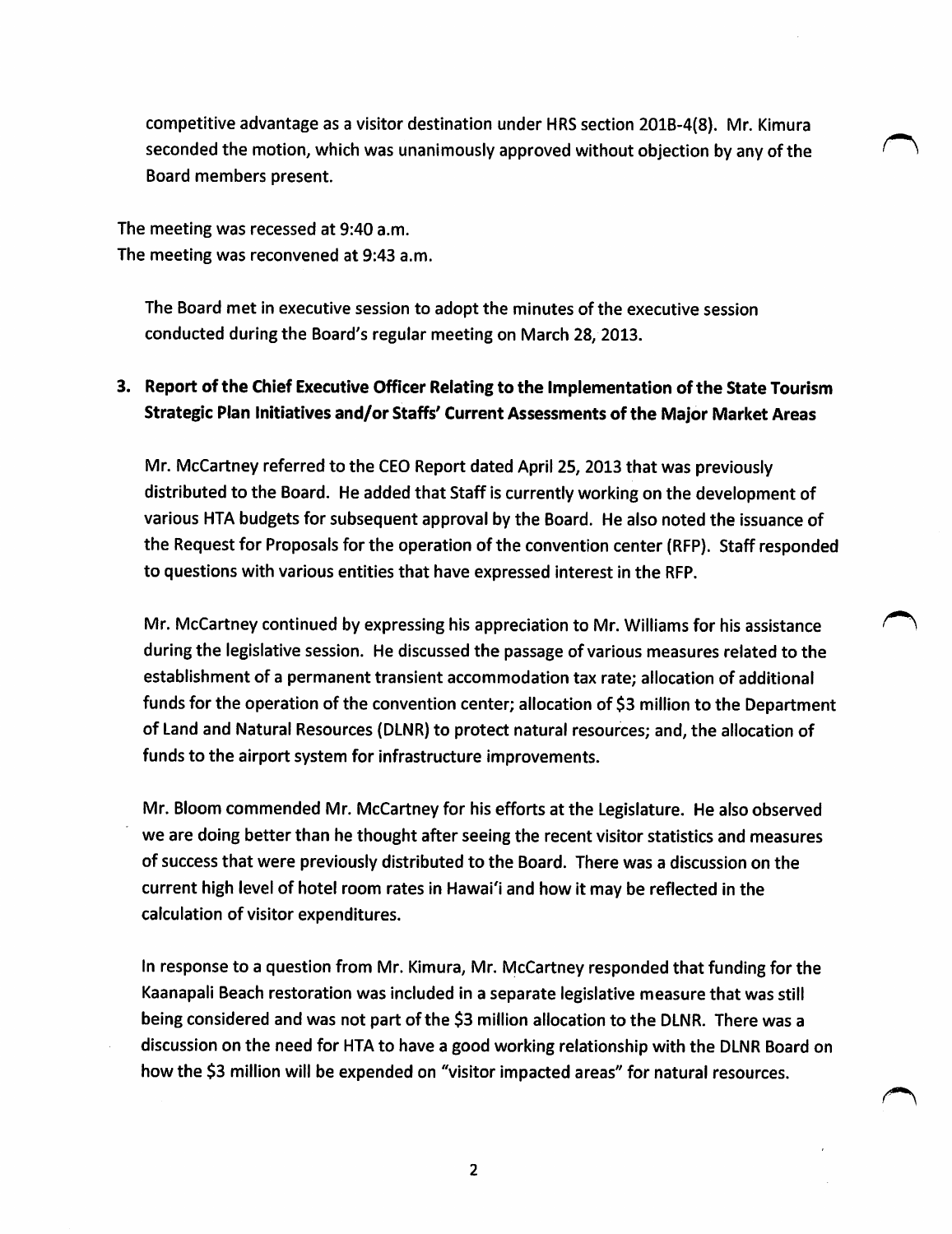competitive advantage as a visitor destination under HRS section 201B-4(8). Mr. Kimura seconded the motion, which was unanimously approved without objection by any of the Board members present.

The meeting was recessed at 9:40 a.m.
The meeting was reconvened at 9:43 a.m.

The Board met in executive session to adopt the minutes of the executive session conducted during the Board's regular meeting on March 28, 2013.

### 3. Report of the Chief Executive Officer Relating to the Implementation of the State Tourism Strategic Plan Initiatives and/or Staffs' Current Assessments of the Major Market Areas

Mr. McCartney referred to the CEO Report dated April 25, 2013 that was previously distributed to the Board. He added that Staff is currently working on the development of various HTA budgets for subsequent approval by the Board. He also noted the issuance of the Request for Proposals for the operation of the convention center (RFP). Staff responded to questions with various entities that have expressed interest in the RFP.

Mr. McCartney continued by expressing his appreciation to Mr. Williams for his assistance during the legislative session. He discussed the passage of various measures related to the establishment of a permanent transient accommodation tax rate; allocation of additional funds for the operation of the convention center; allocation of $3 million to the Department of Land and Natural Resources (DLNR) to protect natural resources; and, the allocation of funds to the airport system for infrastructure improvements.

Mr. Bloom commended Mr. McCartney for his efforts at the Legislature. He also observed we are doing better than he thought after seeing the recent visitor statistics and measures of success that were previously distributed to the Board. There was a discussion on the current high level of hotel room rates in Hawai'i and how it may be reflected in the calculation of visitor expenditures.

In response to a question from Mr. Kimura, Mr. McCartney responded that funding for the Kaanapali Beach restoration was included in a separate legislative measure that was still being considered and was not part of the $3 million allocation to the DLNR. There was a discussion on the need for HTA to have a good working relationship with the DLNR Board on how the $3 million will be expended on "visitor impacted areas" for natural resources.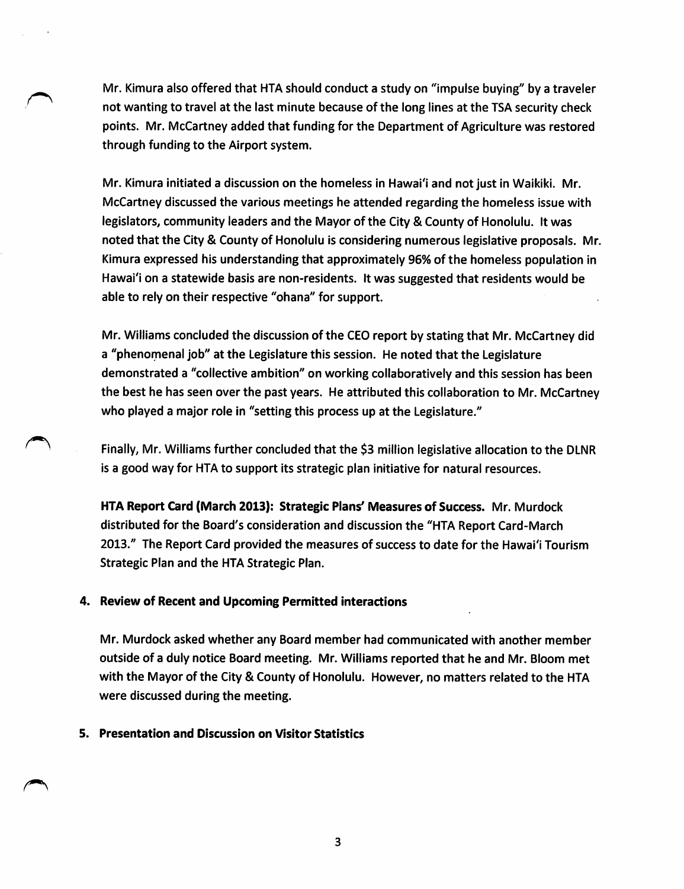Mr. Kimura also offered that HTA should conduct a study on "impulse buying" by a traveler not wanting to travel at the last minute because of the long lines at the TSA security check points. Mr. McCartney added that funding for the Department of Agriculture was restored through funding to the Airport system.

Mr. Kimura initiated a discussion on the homeless in Hawai'i and not just in Waikiki. Mr. McCartney discussed the various meetings he attended regarding the homeless issue with legislators, community leaders and the Mayor of the City & County of Honolulu. It was noted that the City & County of Honolulu is considering numerous legislative proposals. Mr. Kimura expressed his understanding that approximately 96% of the homeless population in Hawai'i on a statewide basis are non-residents. It was suggested that residents would be able to rely on their respective "ohana" for support.

Mr. Williams concluded the discussion of the CEO report by stating that Mr. McCartney did a "phenomenal job" at the Legislature this session. He noted that the Legislature demonstrated a "collective ambition" on working collaboratively and this session has been the best he has seen over the past years. He attributed this collaboration to Mr. McCartney who played a major role in "setting this process up at the Legislature."

Finally, Mr. Williams further concluded that the $3 million legislative allocation to the DLNR is a good way for HTA to support its strategic plan initiative for natural resources.

**HTA Report Card (March 2013): Strategic Plans' Measures of Success.** Mr. Murdock distributed for the Board's consideration and discussion the "HTA Report Card-March 2013." The Report Card provided the measures of success to date for the Hawai'i Tourism Strategic Plan and the HTA Strategic Plan.

**4. Review of Recent and Upcoming Permitted interactions**

Mr. Murdock asked whether any Board member had communicated with another member outside of a duly notice Board meeting. Mr. Williams reported that he and Mr. Bloom met with the Mayor of the City & County of Honolulu. However, no matters related to the HTA were discussed during the meeting.

**5. Presentation and Discussion on Visitor Statistics**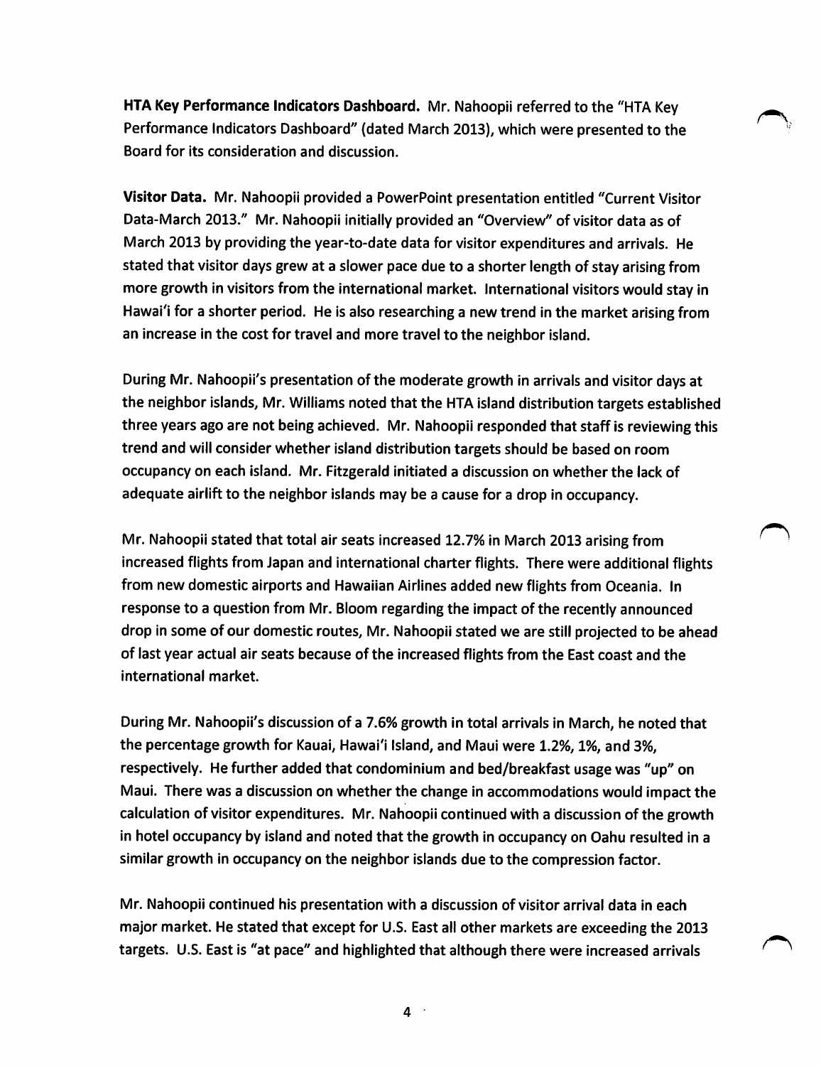**HTA Key Performance Indicators Dashboard.** Mr. Nahoopii referred to the "HTA Key Performance Indicators Dashboard" (dated March 2013), which were presented to the Board for its consideration and discussion.

**Visitor Data.** Mr. Nahoopii provided a PowerPoint presentation entitled "Current Visitor Data-March 2013." Mr. Nahoopii initially provided an "Overview" of visitor data as of March 2013 by providing the year-to-date data for visitor expenditures and arrivals. He stated that visitor days grew at a slower pace due to a shorter length of stay arising from more growth in visitors from the international market. International visitors would stay in Hawai'i for a shorter period. He is also researching a new trend in the market arising from an increase in the cost for travel and more travel to the neighbor island.

During Mr. Nahoopii's presentation of the moderate growth in arrivals and visitor days at the neighbor islands, Mr. Williams noted that the HTA island distribution targets established three years ago are not being achieved. Mr. Nahoopii responded that staff is reviewing this trend and will consider whether island distribution targets should be based on room occupancy on each island. Mr. Fitzgerald initiated a discussion on whether the lack of adequate airlift to the neighbor islands may be a cause for a drop in occupancy.

Mr. Nahoopii stated that total air seats increased 12.7% in March 2013 arising from increased flights from Japan and international charter flights. There were additional flights from new domestic airports and Hawaiian Airlines added new flights from Oceania. In response to a question from Mr. Bloom regarding the impact of the recently announced drop in some of our domestic routes, Mr. Nahoopii stated we are still projected to be ahead of last year actual air seats because of the increased flights from the East coast and the international market.

During Mr. Nahoopii's discussion of a 7.6% growth in total arrivals in March, he noted that the percentage growth for Kauai, Hawai'i Island, and Maui were 1.2%, 1%, and 3%, respectively. He further added that condominium and bed/breakfast usage was "up" on Maui. There was a discussion on whether the change in accommodations would impact the calculation of visitor expenditures. Mr. Nahoopii continued with a discussion of the growth in hotel occupancy by island and noted that the growth in occupancy on Oahu resulted in a similar growth in occupancy on the neighbor islands due to the compression factor.

Mr. Nahoopii continued his presentation with a discussion of visitor arrival data in each major market. He stated that except for U.S. East all other markets are exceeding the 2013 targets. U.S. East is "at pace" and highlighted that although there were increased arrivals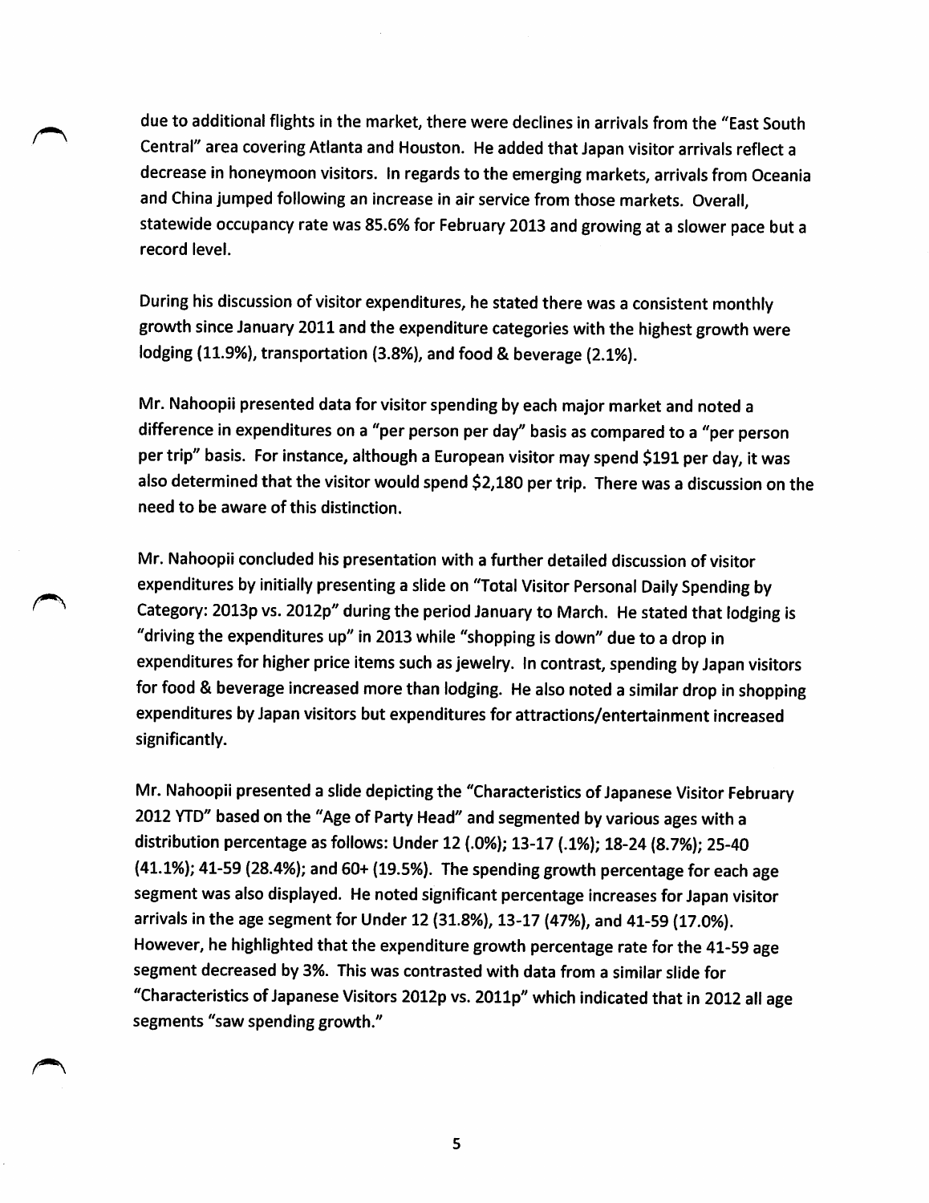due to additional flights in the market, there were declines in arrivals from the "East South Central" area covering Atlanta and Houston. He added that Japan visitor arrivals reflect a decrease in honeymoon visitors. In regards to the emerging markets, arrivals from Oceania and China jumped following an increase in air service from those markets. Overall, statewide occupancy rate was 85.6% for February 2013 and growing at a slower pace but a record level.

During his discussion of visitor expenditures, he stated there was a consistent monthly growth since January 2011 and the expenditure categories with the highest growth were lodging (11.9%), transportation (3.8%), and food & beverage (2.1%).

Mr. Nahoopii presented data for visitor spending by each major market and noted a difference in expenditures on a "per person per day" basis as compared to a "per person per trip" basis. For instance, although a European visitor may spend $191 per day, it was also determined that the visitor would spend $2,180 per trip. There was a discussion on the need to be aware of this distinction.

Mr. Nahoopii concluded his presentation with a further detailed discussion of visitor expenditures by initially presenting a slide on "Total Visitor Personal Daily Spending by Category: 2013p vs. 2012p" during the period January to March. He stated that lodging is "driving the expenditures up" in 2013 while "shopping is down" due to a drop in expenditures for higher price items such as jewelry. In contrast, spending by Japan visitors for food & beverage increased more than lodging. He also noted a similar drop in shopping expenditures by Japan visitors but expenditures for attractions/entertainment increased significantly.

Mr. Nahoopii presented a slide depicting the "Characteristics of Japanese Visitor February 2012 YTD" based on the "Age of Party Head" and segmented by various ages with a distribution percentage as follows: Under 12 (.0%); 13-17 (.1%); 18-24 (8.7%); 25-40 (41.1%); 41-59 (28.4%); and 60+ (19.5%). The spending growth percentage for each age segment was also displayed. He noted significant percentage increases for Japan visitor arrivals in the age segment for Under 12 (31.8%), 13-17 (47%), and 41-59 (17.0%). However, he highlighted that the expenditure growth percentage rate for the 41-59 age segment decreased by 3%. This was contrasted with data from a similar slide for "Characteristics of Japanese Visitors 2012p vs. 2011p" which indicated that in 2012 all age segments "saw spending growth."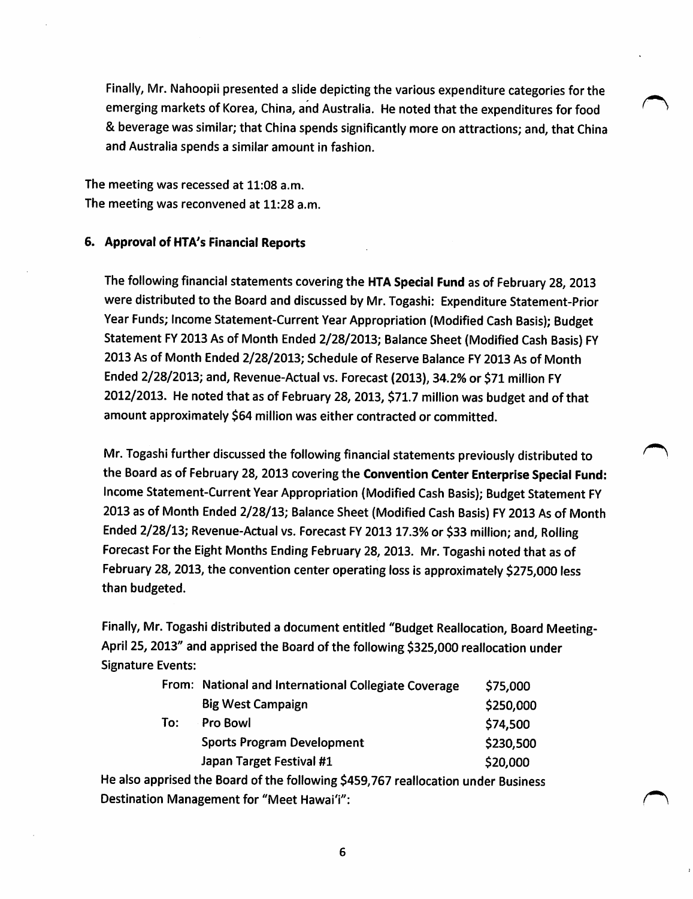Finally, Mr. Nahoopii presented a slide depicting the various expenditure categories for the emerging markets of Korea, China, and Australia. He noted that the expenditures for food & beverage was similar; that China spends significantly more on attractions; and, that China and Australia spends a similar amount in fashion.

The meeting was recessed at 11:08 a.m.
The meeting was reconvened at 11:28 a.m.

**6. Approval of HTA's Financial Reports**

The following financial statements covering the **HTA Special Fund** as of February 28, 2013 were distributed to the Board and discussed by Mr. Togashi: Expenditure Statement-Prior Year Funds; Income Statement-Current Year Appropriation (Modified Cash Basis); Budget Statement FY 2013 As of Month Ended 2/28/2013; Balance Sheet (Modified Cash Basis) FY 2013 As of Month Ended 2/28/2013; Schedule of Reserve Balance FY 2013 As of Month Ended 2/28/2013; and, Revenue-Actual vs. Forecast (2013), 34.2% or $71 million FY 2012/2013. He noted that as of February 28, 2013, $71.7 million was budget and of that amount approximately $64 million was either contracted or committed.

Mr. Togashi further discussed the following financial statements previously distributed to the Board as of February 28, 2013 covering the **Convention Center Enterprise Special Fund:** Income Statement-Current Year Appropriation (Modified Cash Basis); Budget Statement FY 2013 as of Month Ended 2/28/13; Balance Sheet (Modified Cash Basis) FY 2013 As of Month Ended 2/28/13; Revenue-Actual vs. Forecast FY 2013 17.3% or $33 million; and, Rolling Forecast For the Eight Months Ending February 28, 2013. Mr. Togashi noted that as of February 28, 2013, the convention center operating loss is approximately $275,000 less than budgeted.

Finally, Mr. Togashi distributed a document entitled "Budget Reallocation, Board Meeting-April 25, 2013" and apprised the Board of the following $325,000 reallocation under Signature Events:

| | | |
|---|---|---|
| From: | National and International Collegiate Coverage | $75,000 |
| | Big West Campaign | $250,000 |
| To: | Pro Bowl | $74,500 |
| | Sports Program Development | $230,500 |
| | Japan Target Festival #1 | $20,000 |

He also apprised the Board of the following $459,767 reallocation under Business Destination Management for "Meet Hawai'i":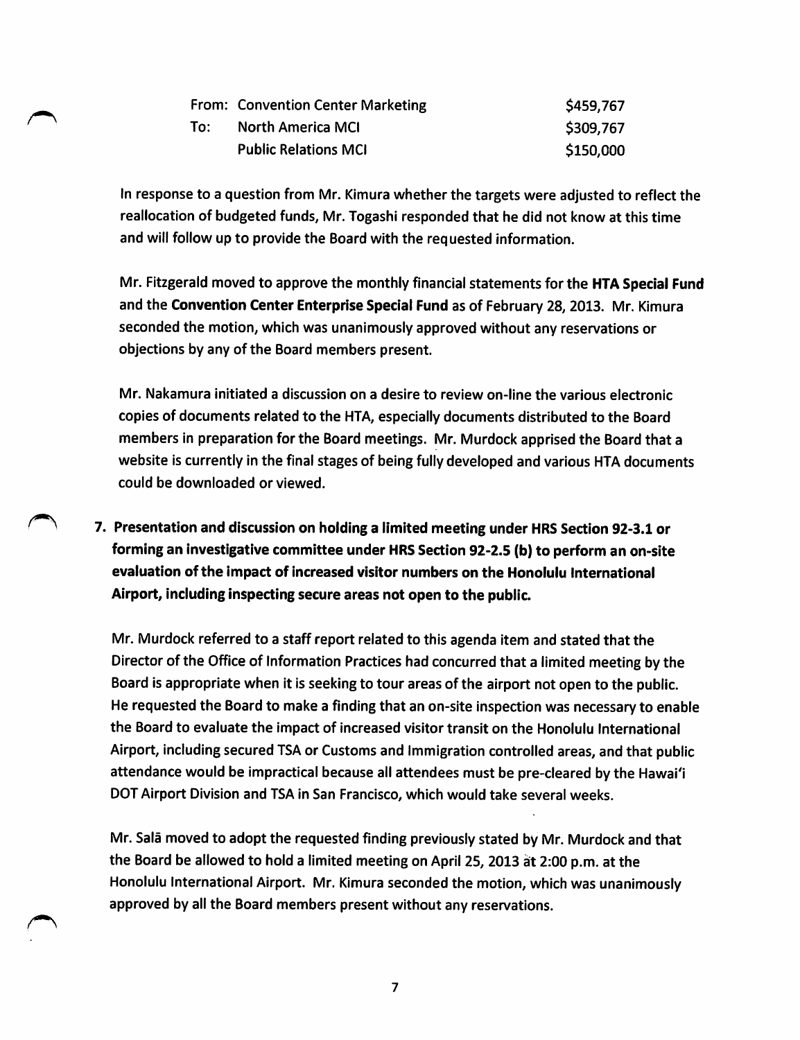| | | |
|---|---|---|
| From: | Convention Center Marketing | \$459,767 |
| To: | North America MCI | \$309,767 |
| | Public Relations MCI | \$150,000 |

In response to a question from Mr. Kimura whether the targets were adjusted to reflect the reallocation of budgeted funds, Mr. Togashi responded that he did not know at this time and will follow up to provide the Board with the requested information.

Mr. Fitzgerald moved to approve the monthly financial statements for the **HTA Special Fund** and the **Convention Center Enterprise Special Fund** as of February 28, 2013. Mr. Kimura seconded the motion, which was unanimously approved without any reservations or objections by any of the Board members present.

Mr. Nakamura initiated a discussion on a desire to review on-line the various electronic copies of documents related to the HTA, especially documents distributed to the Board members in preparation for the Board meetings. Mr. Murdock apprised the Board that a website is currently in the final stages of being fully developed and various HTA documents could be downloaded or viewed.

**7. Presentation and discussion on holding a limited meeting under HRS Section 92-3.1 or forming an investigative committee under HRS Section 92-2.5 (b) to perform an on-site evaluation of the impact of increased visitor numbers on the Honolulu International Airport, including inspecting secure areas not open to the public.**

Mr. Murdock referred to a staff report related to this agenda item and stated that the Director of the Office of Information Practices had concurred that a limited meeting by the Board is appropriate when it is seeking to tour areas of the airport not open to the public. He requested the Board to make a finding that an on-site inspection was necessary to enable the Board to evaluate the impact of increased visitor transit on the Honolulu International Airport, including secured TSA or Customs and Immigration controlled areas, and that public attendance would be impractical because all attendees must be pre-cleared by the Hawai'i DOT Airport Division and TSA in San Francisco, which would take several weeks.

Mr. Salā moved to adopt the requested finding previously stated by Mr. Murdock and that the Board be allowed to hold a limited meeting on April 25, 2013 at 2:00 p.m. at the Honolulu International Airport. Mr. Kimura seconded the motion, which was unanimously approved by all the Board members present without any reservations.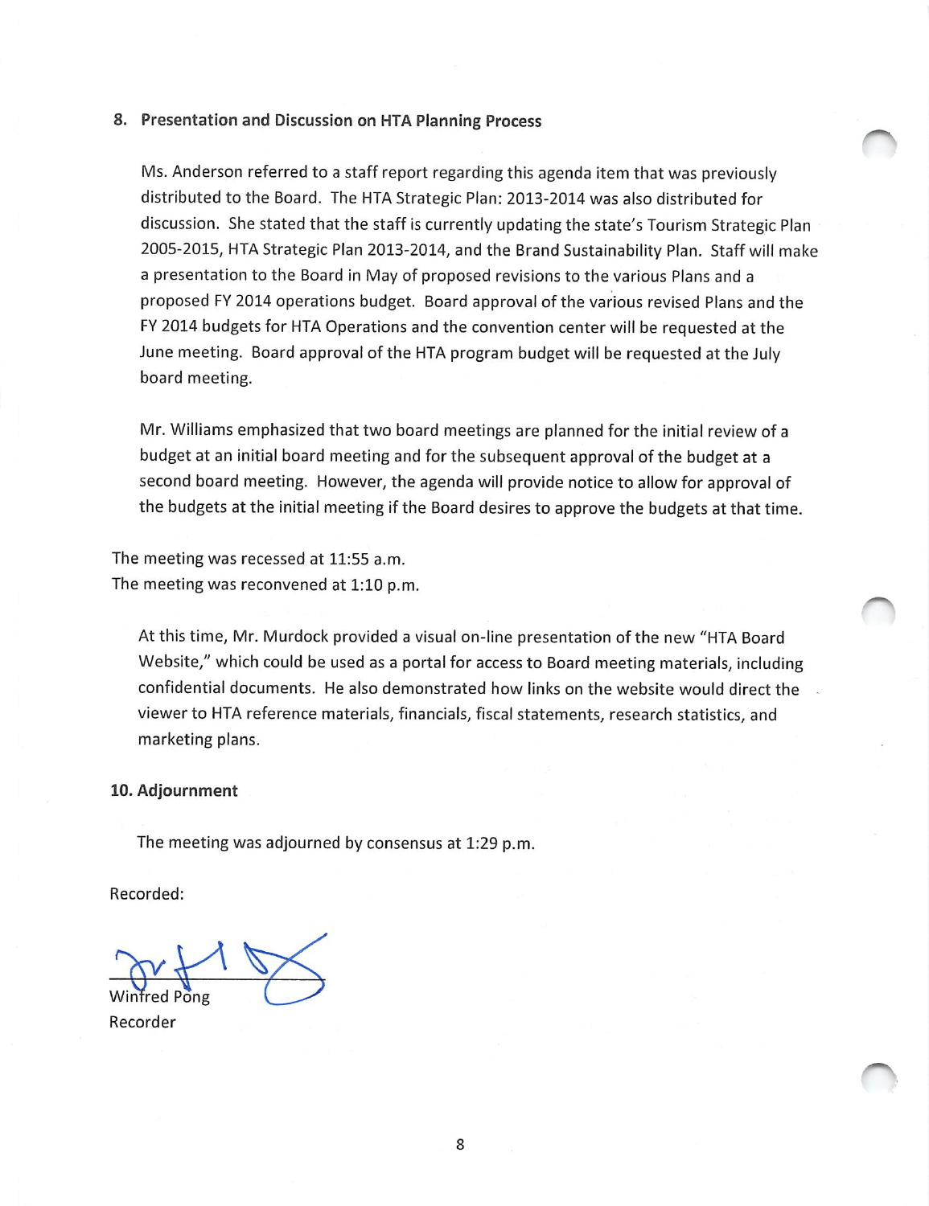## 8. Presentation and Discussion on HTA Planning Process

Ms. Anderson referred to a staff report regarding this agenda item that was previously distributed to the Board. The HTA Strategic Plan: 2013-2014 was also distributed for discussion. She stated that the staff is currently updating the state's Tourism Strategic Plan 2005-2015, HTA Strategic Plan 2013-2014, and the Brand Sustainability Plan. Staff will make a presentation to the Board in May of proposed revisions to the various Plans and a proposed FY 2014 operations budget. Board approval of the various revised Plans and the FY 2014 budgets for HTA Operations and the convention center will be requested at the June meeting. Board approval of the HTA program budget will be requested at the July board meeting.

Mr. Williams emphasized that two board meetings are planned for the initial review of a budget at an initial board meeting and for the subsequent approval of the budget at a second board meeting. However, the agenda will provide notice to allow for approval of the budgets at the initial meeting if the Board desires to approve the budgets at that time.

The meeting was recessed at 11:55 a.m.
The meeting was reconvened at 1:10 p.m.

At this time, Mr. Murdock provided a visual on-line presentation of the new "HTA Board Website," which could be used as a portal for access to Board meeting materials, including confidential documents. He also demonstrated how links on the website would direct the viewer to HTA reference materials, financials, fiscal statements, research statistics, and marketing plans.

## 10. Adjournment

The meeting was adjourned by consensus at 1:29 p.m.

Recorded:

Winfred Pong
Recorder